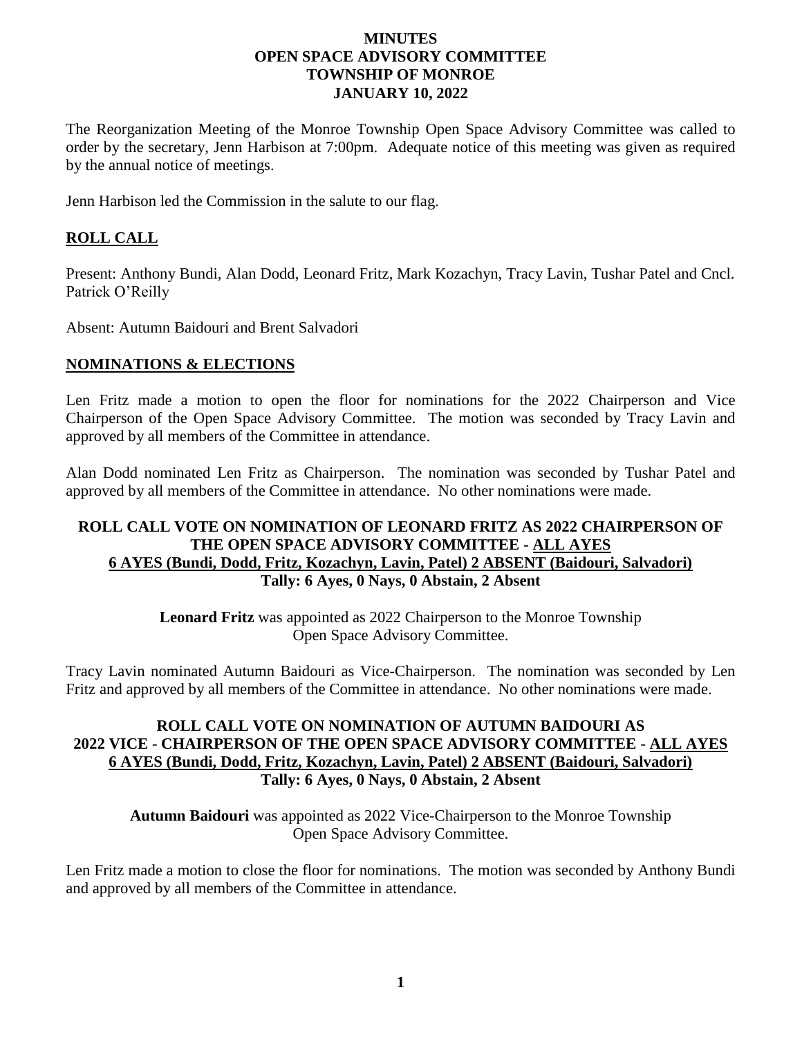# MINUTES
# OPEN SPACE ADVISORY COMMITTEE
# TOWNSHIP OF MONROE
# JANUARY 10, 2022

The Reorganization Meeting of the Monroe Township Open Space Advisory Committee was called to order by the secretary, Jenn Harbison at 7:00pm. Adequate notice of this meeting was given as required by the annual notice of meetings.

Jenn Harbison led the Commission in the salute to our flag.

## ROLL CALL

Present: Anthony Bundi, Alan Dodd, Leonard Fritz, Mark Kozachyn, Tracy Lavin, Tushar Patel and Cncl. Patrick O'Reilly

Absent: Autumn Baidouri and Brent Salvadori

## NOMINATIONS & ELECTIONS

Len Fritz made a motion to open the floor for nominations for the 2022 Chairperson and Vice Chairperson of the Open Space Advisory Committee. The motion was seconded by Tracy Lavin and approved by all members of the Committee in attendance.

Alan Dodd nominated Len Fritz as Chairperson. The nomination was seconded by Tushar Patel and approved by all members of the Committee in attendance. No other nominations were made.

**ROLL CALL VOTE ON NOMINATION OF LEONARD FRITZ AS 2022 CHAIRPERSON OF THE OPEN SPACE ADVISORY COMMITTEE - ALL AYES**
**6 AYES (Bundi, Dodd, Fritz, Kozachyn, Lavin, Patel) 2 ABSENT (Baidouri, Salvadori)**
**Tally: 6 Ayes, 0 Nays, 0 Abstain, 2 Absent**

**Leonard Fritz** was appointed as 2022 Chairperson to the Monroe Township Open Space Advisory Committee.

Tracy Lavin nominated Autumn Baidouri as Vice-Chairperson. The nomination was seconded by Len Fritz and approved by all members of the Committee in attendance. No other nominations were made.

**ROLL CALL VOTE ON NOMINATION OF AUTUMN BAIDOURI AS 2022 VICE - CHAIRPERSON OF THE OPEN SPACE ADVISORY COMMITTEE - ALL AYES**
**6 AYES (Bundi, Dodd, Fritz, Kozachyn, Lavin, Patel) 2 ABSENT (Baidouri, Salvadori)**
**Tally: 6 Ayes, 0 Nays, 0 Abstain, 2 Absent**

**Autumn Baidouri** was appointed as 2022 Vice-Chairperson to the Monroe Township Open Space Advisory Committee.

Len Fritz made a motion to close the floor for nominations. The motion was seconded by Anthony Bundi and approved by all members of the Committee in attendance.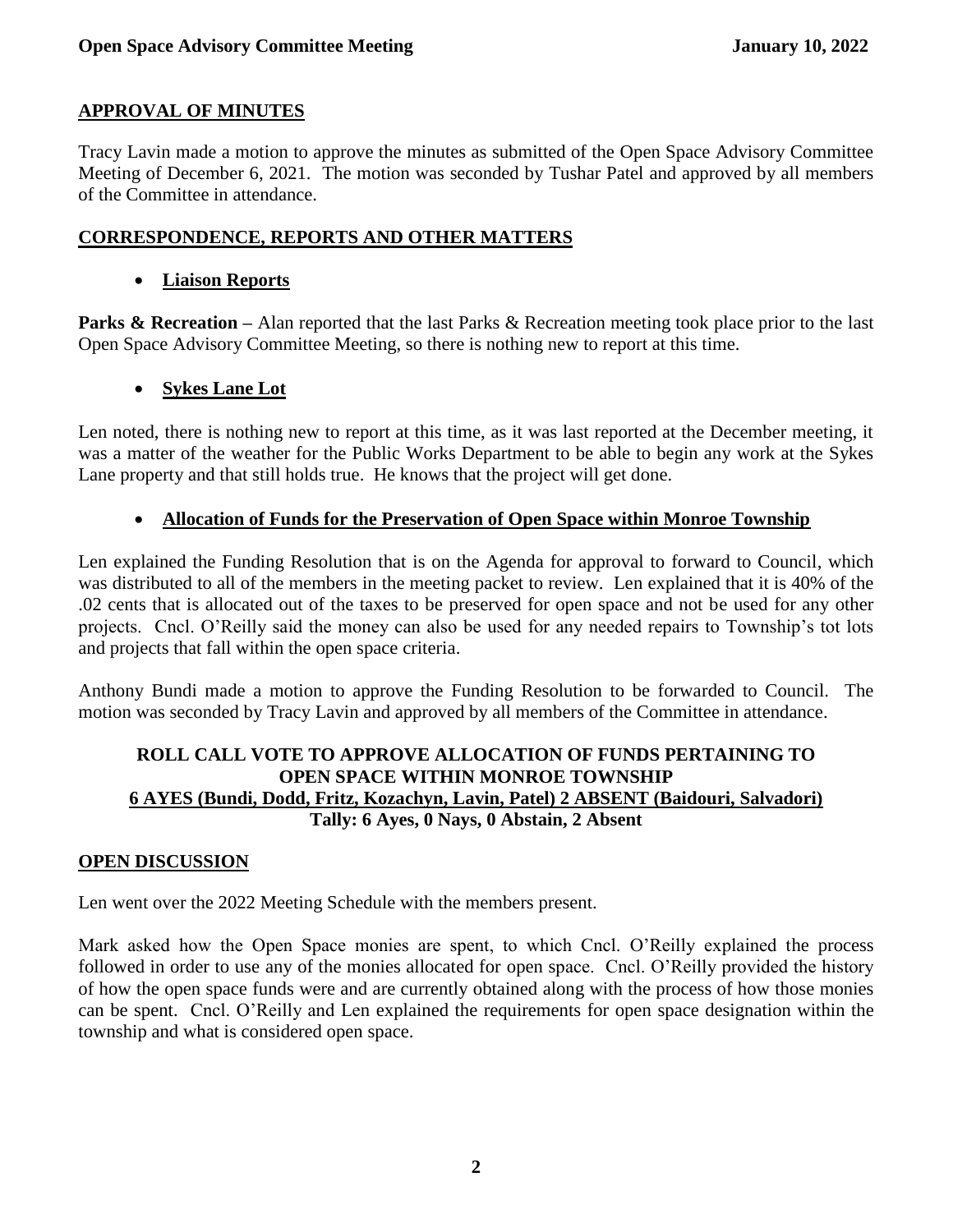## APPROVAL OF MINUTES

Tracy Lavin made a motion to approve the minutes as submitted of the Open Space Advisory Committee Meeting of December 6, 2021. The motion was seconded by Tushar Patel and approved by all members of the Committee in attendance.

## CORRESPONDENCE, REPORTS AND OTHER MATTERS

- **Liaison Reports**

**Parks & Recreation –** Alan reported that the last Parks & Recreation meeting took place prior to the last Open Space Advisory Committee Meeting, so there is nothing new to report at this time.

- **Sykes Lane Lot**

Len noted, there is nothing new to report at this time, as it was last reported at the December meeting, it was a matter of the weather for the Public Works Department to be able to begin any work at the Sykes Lane property and that still holds true. He knows that the project will get done.

- **Allocation of Funds for the Preservation of Open Space within Monroe Township**

Len explained the Funding Resolution that is on the Agenda for approval to forward to Council, which was distributed to all of the members in the meeting packet to review. Len explained that it is 40% of the .02 cents that is allocated out of the taxes to be preserved for open space and not be used for any other projects. Cncl. O'Reilly said the money can also be used for any needed repairs to Township's tot lots and projects that fall within the open space criteria.

Anthony Bundi made a motion to approve the Funding Resolution to be forwarded to Council. The motion was seconded by Tracy Lavin and approved by all members of the Committee in attendance.

**ROLL CALL VOTE TO APPROVE ALLOCATION OF FUNDS PERTAINING TO OPEN SPACE WITHIN MONROE TOWNSHIP**
**6 AYES (Bundi, Dodd, Fritz, Kozachyn, Lavin, Patel) 2 ABSENT (Baidouri, Salvadori)**
**Tally: 6 Ayes, 0 Nays, 0 Abstain, 2 Absent**

## OPEN DISCUSSION

Len went over the 2022 Meeting Schedule with the members present.

Mark asked how the Open Space monies are spent, to which Cncl. O'Reilly explained the process followed in order to use any of the monies allocated for open space. Cncl. O'Reilly provided the history of how the open space funds were and are currently obtained along with the process of how those monies can be spent. Cncl. O'Reilly and Len explained the requirements for open space designation within the township and what is considered open space.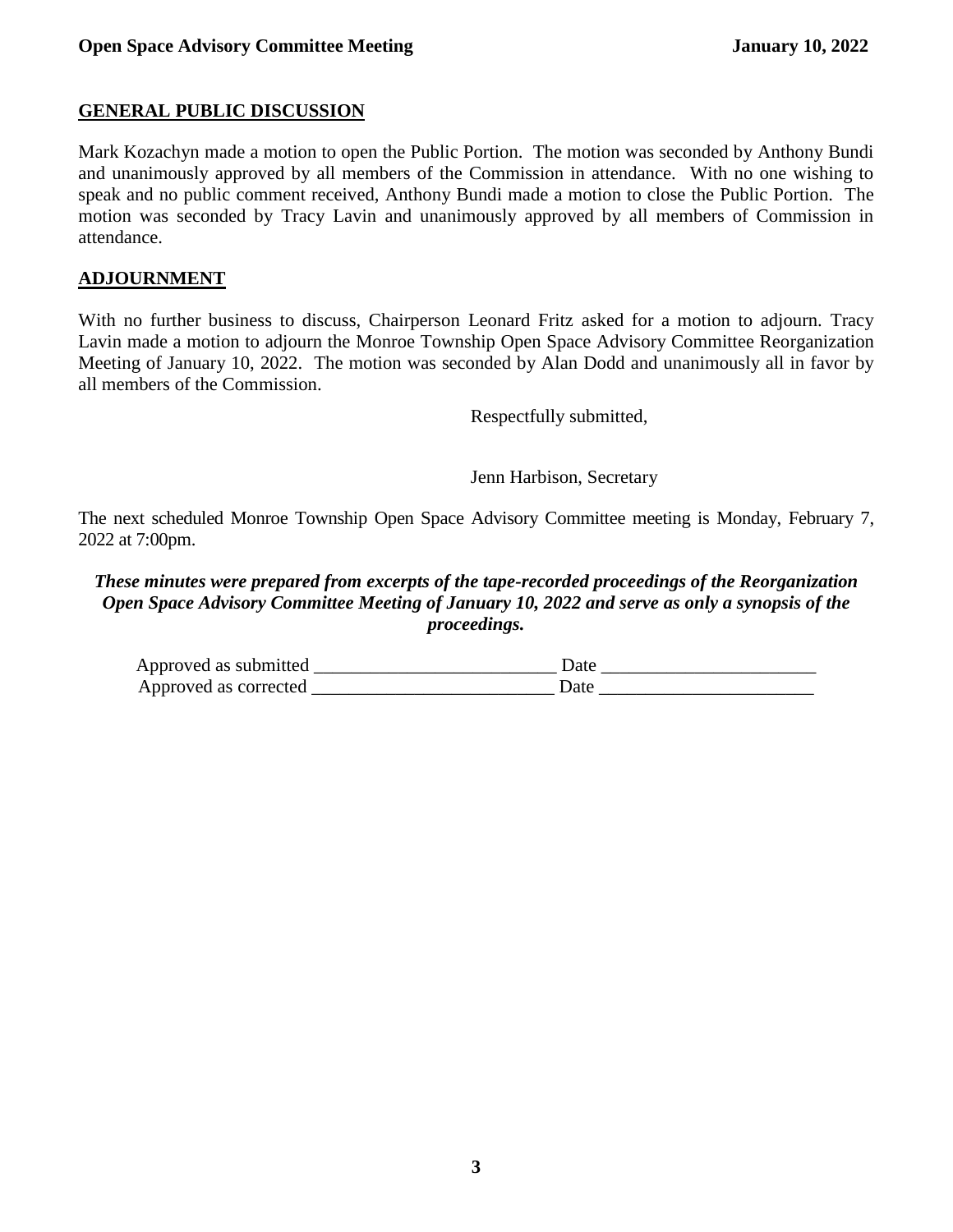## GENERAL PUBLIC DISCUSSION

Mark Kozachyn made a motion to open the Public Portion. The motion was seconded by Anthony Bundi and unanimously approved by all members of the Commission in attendance. With no one wishing to speak and no public comment received, Anthony Bundi made a motion to close the Public Portion. The motion was seconded by Tracy Lavin and unanimously approved by all members of Commission in attendance.

## ADJOURNMENT

With no further business to discuss, Chairperson Leonard Fritz asked for a motion to adjourn. Tracy Lavin made a motion to adjourn the Monroe Township Open Space Advisory Committee Reorganization Meeting of January 10, 2022. The motion was seconded by Alan Dodd and unanimously all in favor by all members of the Commission.

Respectfully submitted,

Jenn Harbison, Secretary

The next scheduled Monroe Township Open Space Advisory Committee meeting is Monday, February 7, 2022 at 7:00pm.

***These minutes were prepared from excerpts of the tape-recorded proceedings of the Reorganization Open Space Advisory Committee Meeting of January 10, 2022 and serve as only a synopsis of the proceedings.***

Approved as submitted __________________________ Date _______________________
Approved as corrected __________________________ Date _______________________